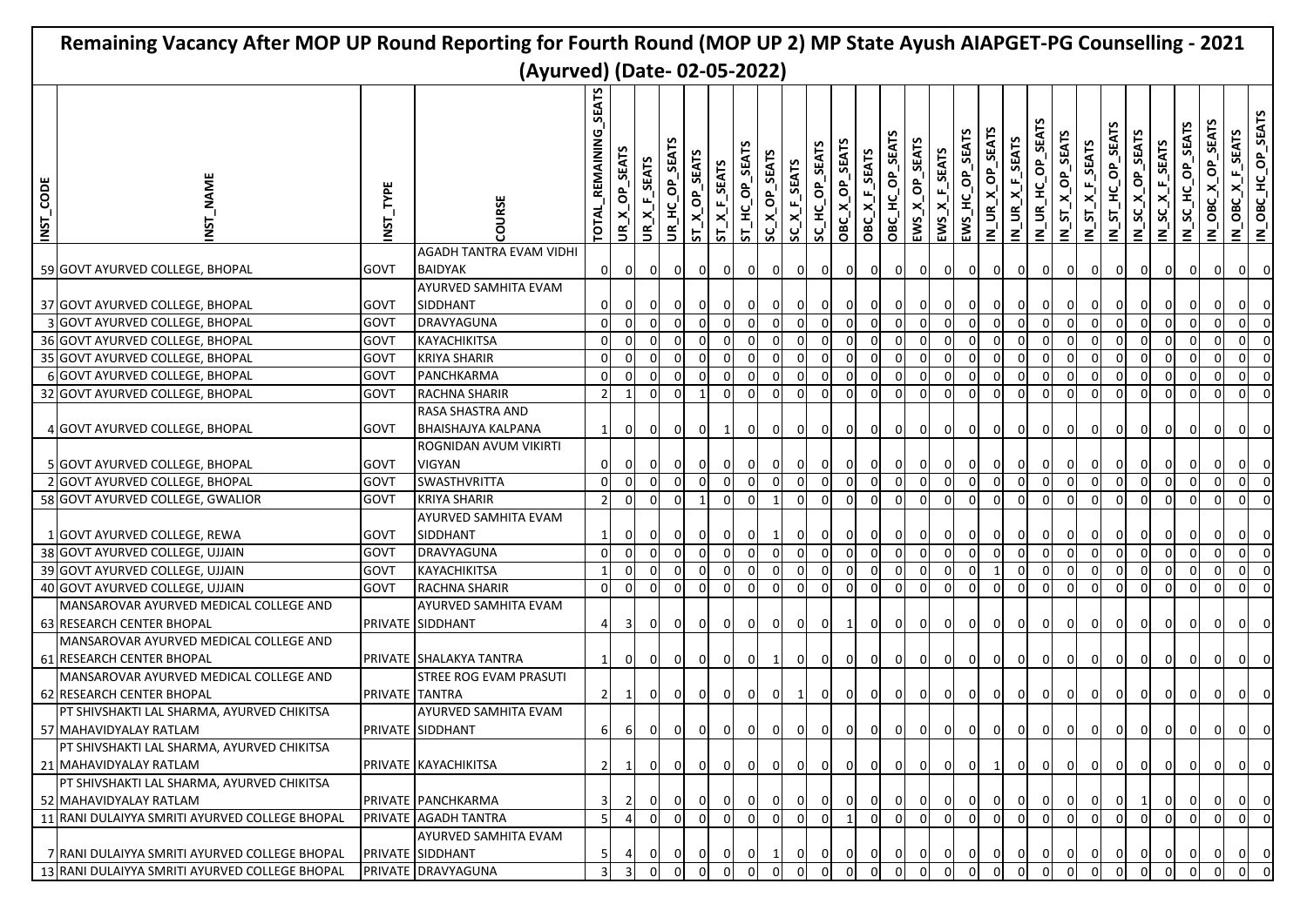# Remaining Vacancy After MOP UP Round Reporting for Fourth Round (MOP UP 2) MP State Ayush AIAPGET-PG Counselling - 2021 (Ayurved) (Date- 02-05-2022)

| INST_CODE | INST_NAME | INST_TYPE | COURSE | TOTAL_REMAINING_SEATS | UR_X_OP_SEATS | UR_X_F_SEATS | UR_HC_OP_SEATS | ST_X_OP_SEATS | ST_X_F_SEATS | ST_HC_OP_SEATS | SC_X_OP_SEATS | SC_X_F_SEATS | SC_HC_OP_SEATS | OBC_X_OP_SEATS | OBC_X_F_SEATS | OBC_HC_OP_SEATS | EWS_X_OP_SEATS | EWS_X_F_SEATS | EWS_HC_OP_SEATS | IN_UR_X_OP_SEATS | IN_UR_X_F_SEATS | IN_UR_HC_OP_SEATS | IN_ST_X_OP_SEATS | IN_ST_X_F_SEATS | IN_ST_HC_OP_SEATS | IN_SC_X_OP_SEATS | IN_SC_X_F_SEATS | IN_SC_HC_OP_SEATS | IN_OBC_X_OP_SEATS | IN_OBC_X_F_SEATS | IN_OBC_HC_OP_SEATS |
|---|---|---|---|---|---|---|---|---|---|---|---|---|---|---|---|---|---|---|---|---|---|---|---|---|---|---|---|---|---|---|---|
| 59 | GOVT AYURVED COLLEGE, BHOPAL | GOVT | AGADH TANTRA EVAM VIDHI BAIDYAK | 0 | 0 | 0 | 0 | 0 | 0 | 0 | 0 | 0 | 0 | 0 | 0 | 0 | 0 | 0 | 0 | 0 | 0 | 0 | 0 | 0 | 0 | 0 | 0 | 0 | 0 | 0 | 0 |
| 37 | GOVT AYURVED COLLEGE, BHOPAL | GOVT | AYURVED SAMHITA EVAM SIDDHANT | 0 | 0 | 0 | 0 | 0 | 0 | 0 | 0 | 0 | 0 | 0 | 0 | 0 | 0 | 0 | 0 | 0 | 0 | 0 | 0 | 0 | 0 | 0 | 0 | 0 | 0 | 0 | 0 |
| 3 | GOVT AYURVED COLLEGE, BHOPAL | GOVT | DRAVYAGUNA | 0 | 0 | 0 | 0 | 0 | 0 | 0 | 0 | 0 | 0 | 0 | 0 | 0 | 0 | 0 | 0 | 0 | 0 | 0 | 0 | 0 | 0 | 0 | 0 | 0 | 0 | 0 | 0 |
| 36 | GOVT AYURVED COLLEGE, BHOPAL | GOVT | KAYACHIKITSA | 0 | 0 | 0 | 0 | 0 | 0 | 0 | 0 | 0 | 0 | 0 | 0 | 0 | 0 | 0 | 0 | 0 | 0 | 0 | 0 | 0 | 0 | 0 | 0 | 0 | 0 | 0 | 0 |
| 35 | GOVT AYURVED COLLEGE, BHOPAL | GOVT | KRIYA SHARIR | 0 | 0 | 0 | 0 | 0 | 0 | 0 | 0 | 0 | 0 | 0 | 0 | 0 | 0 | 0 | 0 | 0 | 0 | 0 | 0 | 0 | 0 | 0 | 0 | 0 | 0 | 0 | 0 |
| 6 | GOVT AYURVED COLLEGE, BHOPAL | GOVT | PANCHKARMA | 0 | 0 | 0 | 0 | 0 | 0 | 0 | 0 | 0 | 0 | 0 | 0 | 0 | 0 | 0 | 0 | 0 | 0 | 0 | 0 | 0 | 0 | 0 | 0 | 0 | 0 | 0 | 0 |
| 32 | GOVT AYURVED COLLEGE, BHOPAL | GOVT | RACHNA SHARIR | 2 | 1 | 0 | 0 | 1 | 0 | 0 | 0 | 0 | 0 | 0 | 0 | 0 | 0 | 0 | 0 | 0 | 0 | 0 | 0 | 0 | 0 | 0 | 0 | 0 | 0 | 0 | 0 |
| 4 | GOVT AYURVED COLLEGE, BHOPAL | GOVT | RASA SHASTRA AND BHAISHAJYA KALPANA | 1 | 0 | 0 | 0 | 0 | 1 | 0 | 0 | 0 | 0 | 0 | 0 | 0 | 0 | 0 | 0 | 0 | 0 | 0 | 0 | 0 | 0 | 0 | 0 | 0 | 0 | 0 | 0 |
| 5 | GOVT AYURVED COLLEGE, BHOPAL | GOVT | ROGNIDAN AVUM VIKIRTI VIGYAN | 0 | 0 | 0 | 0 | 0 | 0 | 0 | 0 | 0 | 0 | 0 | 0 | 0 | 0 | 0 | 0 | 0 | 0 | 0 | 0 | 0 | 0 | 0 | 0 | 0 | 0 | 0 | 0 |
| 2 | GOVT AYURVED COLLEGE, BHOPAL | GOVT | SWASTHVRITTA | 0 | 0 | 0 | 0 | 0 | 0 | 0 | 0 | 0 | 0 | 0 | 0 | 0 | 0 | 0 | 0 | 0 | 0 | 0 | 0 | 0 | 0 | 0 | 0 | 0 | 0 | 0 | 0 |
| 58 | GOVT AYURVED COLLEGE, GWALIOR | GOVT | KRIYA SHARIR | 2 | 0 | 0 | 0 | 1 | 0 | 0 | 1 | 0 | 0 | 0 | 0 | 0 | 0 | 0 | 0 | 0 | 0 | 0 | 0 | 0 | 0 | 0 | 0 | 0 | 0 | 0 | 0 |
| 1 | GOVT AYURVED COLLEGE, REWA | GOVT | AYURVED SAMHITA EVAM SIDDHANT | 1 | 0 | 0 | 0 | 0 | 0 | 0 | 1 | 0 | 0 | 0 | 0 | 0 | 0 | 0 | 0 | 0 | 0 | 0 | 0 | 0 | 0 | 0 | 0 | 0 | 0 | 0 | 0 |
| 38 | GOVT AYURVED COLLEGE, UJJAIN | GOVT | DRAVYAGUNA | 0 | 0 | 0 | 0 | 0 | 0 | 0 | 0 | 0 | 0 | 0 | 0 | 0 | 0 | 0 | 0 | 0 | 0 | 0 | 0 | 0 | 0 | 0 | 0 | 0 | 0 | 0 | 0 |
| 39 | GOVT AYURVED COLLEGE, UJJAIN | GOVT | KAYACHIKITSA | 1 | 0 | 0 | 0 | 0 | 0 | 0 | 0 | 0 | 0 | 0 | 0 | 0 | 0 | 0 | 0 | 1 | 0 | 0 | 0 | 0 | 0 | 0 | 0 | 0 | 0 | 0 | 0 |
| 40 | GOVT AYURVED COLLEGE, UJJAIN | GOVT | RACHNA SHARIR | 0 | 0 | 0 | 0 | 0 | 0 | 0 | 0 | 0 | 0 | 0 | 0 | 0 | 0 | 0 | 0 | 0 | 0 | 0 | 0 | 0 | 0 | 0 | 0 | 0 | 0 | 0 | 0 |
| 63 | MANSAROVAR AYURVED MEDICAL COLLEGE AND RESEARCH CENTER BHOPAL | PRIVATE | AYURVED SAMHITA EVAM SIDDHANT | 4 | 3 | 0 | 0 | 0 | 0 | 0 | 0 | 0 | 0 | 1 | 0 | 0 | 0 | 0 | 0 | 0 | 0 | 0 | 0 | 0 | 0 | 0 | 0 | 0 | 0 | 0 | 0 |
| 61 | MANSAROVAR AYURVED MEDICAL COLLEGE AND RESEARCH CENTER BHOPAL | PRIVATE | SHALAKYA TANTRA | 1 | 0 | 0 | 0 | 0 | 0 | 0 | 1 | 0 | 0 | 0 | 0 | 0 | 0 | 0 | 0 | 0 | 0 | 0 | 0 | 0 | 0 | 0 | 0 | 0 | 0 | 0 | 0 |
| 62 | MANSAROVAR AYURVED MEDICAL COLLEGE AND RESEARCH CENTER BHOPAL | PRIVATE | STREE ROG EVAM PRASUTI TANTRA | 2 | 1 | 0 | 0 | 0 | 0 | 0 | 0 | 1 | 0 | 0 | 0 | 0 | 0 | 0 | 0 | 0 | 0 | 0 | 0 | 0 | 0 | 0 | 0 | 0 | 0 | 0 | 0 |
| 57 | PT SHIVSHAKTI LAL SHARMA, AYURVED CHIKITSA MAHAVIDYALAY RATLAM | PRIVATE | AYURVED SAMHITA EVAM SIDDHANT | 6 | 6 | 0 | 0 | 0 | 0 | 0 | 0 | 0 | 0 | 0 | 0 | 0 | 0 | 0 | 0 | 0 | 0 | 0 | 0 | 0 | 0 | 0 | 0 | 0 | 0 | 0 | 0 |
| 21 | PT SHIVSHAKTI LAL SHARMA, AYURVED CHIKITSA MAHAVIDYALAY RATLAM | PRIVATE | KAYACHIKITSA | 2 | 1 | 0 | 0 | 0 | 0 | 0 | 0 | 0 | 0 | 0 | 0 | 0 | 0 | 0 | 0 | 1 | 0 | 0 | 0 | 0 | 0 | 0 | 0 | 0 | 0 | 0 | 0 |
| 52 | PT SHIVSHAKTI LAL SHARMA, AYURVED CHIKITSA MAHAVIDYALAY RATLAM | PRIVATE | PANCHKARMA | 3 | 2 | 0 | 0 | 0 | 0 | 0 | 0 | 0 | 0 | 0 | 0 | 0 | 0 | 0 | 0 | 0 | 0 | 0 | 0 | 0 | 0 | 1 | 0 | 0 | 0 | 0 | 0 |
| 11 | RANI DULAIYYA SMRITI AYURVED COLLEGE BHOPAL | PRIVATE | AGADH TANTRA | 5 | 4 | 0 | 0 | 0 | 0 | 0 | 0 | 0 | 0 | 1 | 0 | 0 | 0 | 0 | 0 | 0 | 0 | 0 | 0 | 0 | 0 | 0 | 0 | 0 | 0 | 0 | 0 |
| 7 | RANI DULAIYYA SMRITI AYURVED COLLEGE BHOPAL | PRIVATE | AYURVED SAMHITA EVAM SIDDHANT | 5 | 4 | 0 | 0 | 0 | 0 | 0 | 1 | 0 | 0 | 0 | 0 | 0 | 0 | 0 | 0 | 0 | 0 | 0 | 0 | 0 | 0 | 0 | 0 | 0 | 0 | 0 | 0 |
| 13 | RANI DULAIYYA SMRITI AYURVED COLLEGE BHOPAL | PRIVATE | DRAVYAGUNA | 3 | 3 | 0 | 0 | 0 | 0 | 0 | 0 | 0 | 0 | 0 | 0 | 0 | 0 | 0 | 0 | 0 | 0 | 0 | 0 | 0 | 0 | 0 | 0 | 0 | 0 | 0 | 0 |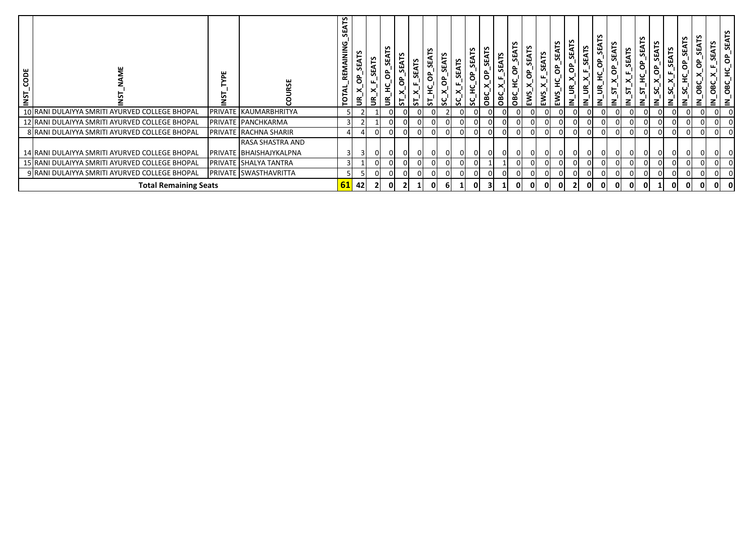| INST_CODE | INST_NAME | INST_TYPE | COURSE | TOTAL_REMAINING_SEATS | UR_X_OP_SEATS | UR_X_F_SEATS | UR_HC_OP_SEATS | ST_X_OP_SEATS | ST_X_F_SEATS | ST_HC_OP_SEATS | SC_X_OP_SEATS | SC_X_F_SEATS | SC_HC_OP_SEATS | OBC_X_OP_SEATS | OBC_X_F_SEATS | OBC_HC_OP_SEATS | EWS_X_OP_SEATS | EWS_X_F_SEATS | EWS_HC_OP_SEATS | IN_UR_X_OP_SEATS | IN_UR_X_F_SEATS | IN_UR_HC_OP_SEATS | IN_ST_X_OP_SEATS | IN_ST_X_F_SEATS | IN_ST_HC_OP_SEATS | IN_SC_X_OP_SEATS | IN_SC_X_F_SEATS | IN_SC_HC_OP_SEATS | IN_OBC_X_OP_SEATS | IN_OBC_X_F_SEATS | IN_OBC_HC_OP_SEATS |
|---|---|---|---|---|---|---|---|---|---|---|---|---|---|---|---|---|---|---|---|---|---|---|---|---|---|---|---|---|---|---|---|
| 10 | RANI DULAIYYA SMRITI AYURVED COLLEGE BHOPAL | PRIVATE | KAUMARBHRITYA | 5 | 2 | 1 | 0 | 0 | 0 | 0 | 2 | 0 | 0 | 0 | 0 | 0 | 0 | 0 | 0 | 0 | 0 | 0 | 0 | 0 | 0 | 0 | 0 | 0 | 0 | 0 | 0 |
| 12 | RANI DULAIYYA SMRITI AYURVED COLLEGE BHOPAL | PRIVATE | PANCHKARMA | 3 | 2 | 1 | 0 | 0 | 0 | 0 | 0 | 0 | 0 | 0 | 0 | 0 | 0 | 0 | 0 | 0 | 0 | 0 | 0 | 0 | 0 | 0 | 0 | 0 | 0 | 0 | 0 |
| 8 | RANI DULAIYYA SMRITI AYURVED COLLEGE BHOPAL | PRIVATE | RACHNA SHARIR | 4 | 4 | 0 | 0 | 0 | 0 | 0 | 0 | 0 | 0 | 0 | 0 | 0 | 0 | 0 | 0 | 0 | 0 | 0 | 0 | 0 | 0 | 0 | 0 | 0 | 0 | 0 | 0 |
| 14 | RANI DULAIYYA SMRITI AYURVED COLLEGE BHOPAL | PRIVATE | RASA SHASTRA AND BHAISHAJYKALPNA | 3 | 3 | 0 | 0 | 0 | 0 | 0 | 0 | 0 | 0 | 0 | 0 | 0 | 0 | 0 | 0 | 0 | 0 | 0 | 0 | 0 | 0 | 0 | 0 | 0 | 0 | 0 | 0 |
| 15 | RANI DULAIYYA SMRITI AYURVED COLLEGE BHOPAL | PRIVATE | SHALYA TANTRA | 3 | 1 | 0 | 0 | 0 | 0 | 0 | 0 | 0 | 0 | 1 | 1 | 0 | 0 | 0 | 0 | 0 | 0 | 0 | 0 | 0 | 0 | 0 | 0 | 0 | 0 | 0 | 0 |
| 9 | RANI DULAIYYA SMRITI AYURVED COLLEGE BHOPAL | PRIVATE | SWASTHAVRITTA | 5 | 5 | 0 | 0 | 0 | 0 | 0 | 0 | 0 | 0 | 0 | 0 | 0 | 0 | 0 | 0 | 0 | 0 | 0 | 0 | 0 | 0 | 0 | 0 | 0 | 0 | 0 | 0 |
| **Total Remaining Seats** | | | | **61** | **42** | **2** | **0** | **2** | **1** | **0** | **6** | **1** | **0** | **3** | **1** | **0** | **0** | **0** | **0** | **2** | **0** | **0** | **0** | **0** | **0** | **1** | **0** | **0** | **0** | **0** | **0** |